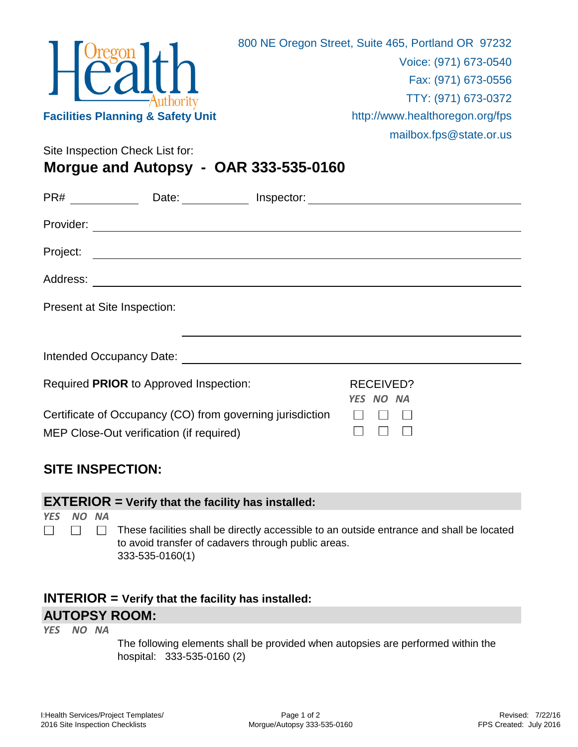Oregon Health Authority

**Facilities Planning & Safety Unit**

800 NE Oregon Street, Suite 465, Portland OR 97232
Voice: (971) 673-0540
Fax: (971) 673-0556
TTY: (971) 673-0372
http://www.healthoregon.org/fps
mailbox.fps@state.or.us

Site Inspection Check List for:

# Morgue and Autopsy - OAR 333-535-0160

PR# ____________ Date: ____________ Inspector: ______________________________

Provider: ______________________________________________________________

Project: ______________________________________________________________

Address: ______________________________________________________________

Present at Site Inspection:

______________________________________________________________

Intended Occupancy Date: ______________________________________________

| Required **PRIOR** to Approved Inspection: | RECEIVED? *YES* | *NO* | *NA* |
|---|---|---|---|
| Certificate of Occupancy (CO) from governing jurisdiction | ☐ | ☐ | ☐ |
| MEP Close-Out verification (if required) | ☐ | ☐ | ☐ |

## SITE INSPECTION:

### EXTERIOR = Verify that the facility has installed:

| *YES* | *NO* | *NA* | |
|---|---|---|---|
| ☐ | ☐ | ☐ | These facilities shall be directly accessible to an outside entrance and shall be located to avoid transfer of cadavers through public areas. 333-535-0160(1) |

### INTERIOR = Verify that the facility has installed:

### AUTOPSY ROOM:

| *YES* | *NO* | *NA* | |
|---|---|---|---|
| | | | The following elements shall be provided when autopsies are performed within the hospital: 333-535-0160 (2) |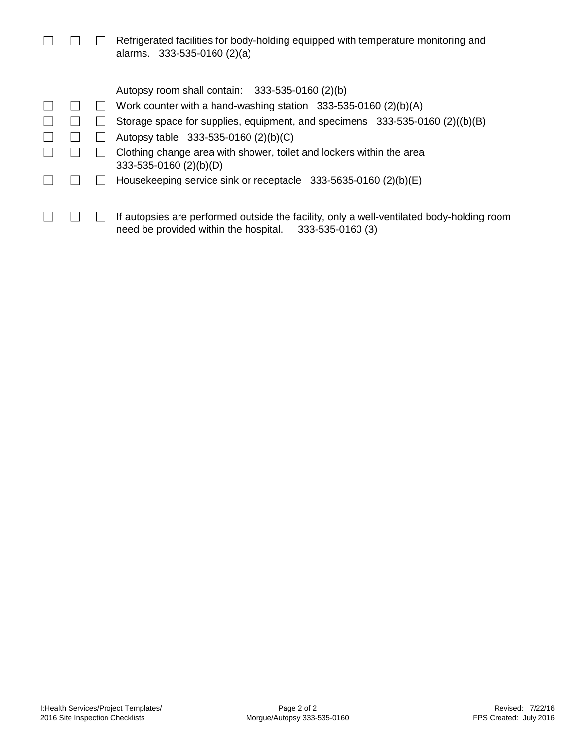☐ ☐ ☐ Refrigerated facilities for body-holding equipped with temperature monitoring and alarms. 333-535-0160 (2)(a)

Autopsy room shall contain: 333-535-0160 (2)(b)

☐ ☐ ☐ Work counter with a hand-washing station 333-535-0160 (2)(b)(A)

☐ ☐ ☐ Storage space for supplies, equipment, and specimens 333-535-0160 (2)((b)(B)

☐ ☐ ☐ Autopsy table 333-535-0160 (2)(b)(C)

☐ ☐ ☐ Clothing change area with shower, toilet and lockers within the area 333-535-0160 (2)(b)(D)

☐ ☐ ☐ Housekeeping service sink or receptacle 333-5635-0160 (2)(b)(E)

☐ ☐ ☐ If autopsies are performed outside the facility, only a well-ventilated body-holding room need be provided within the hospital. 333-535-0160 (3)